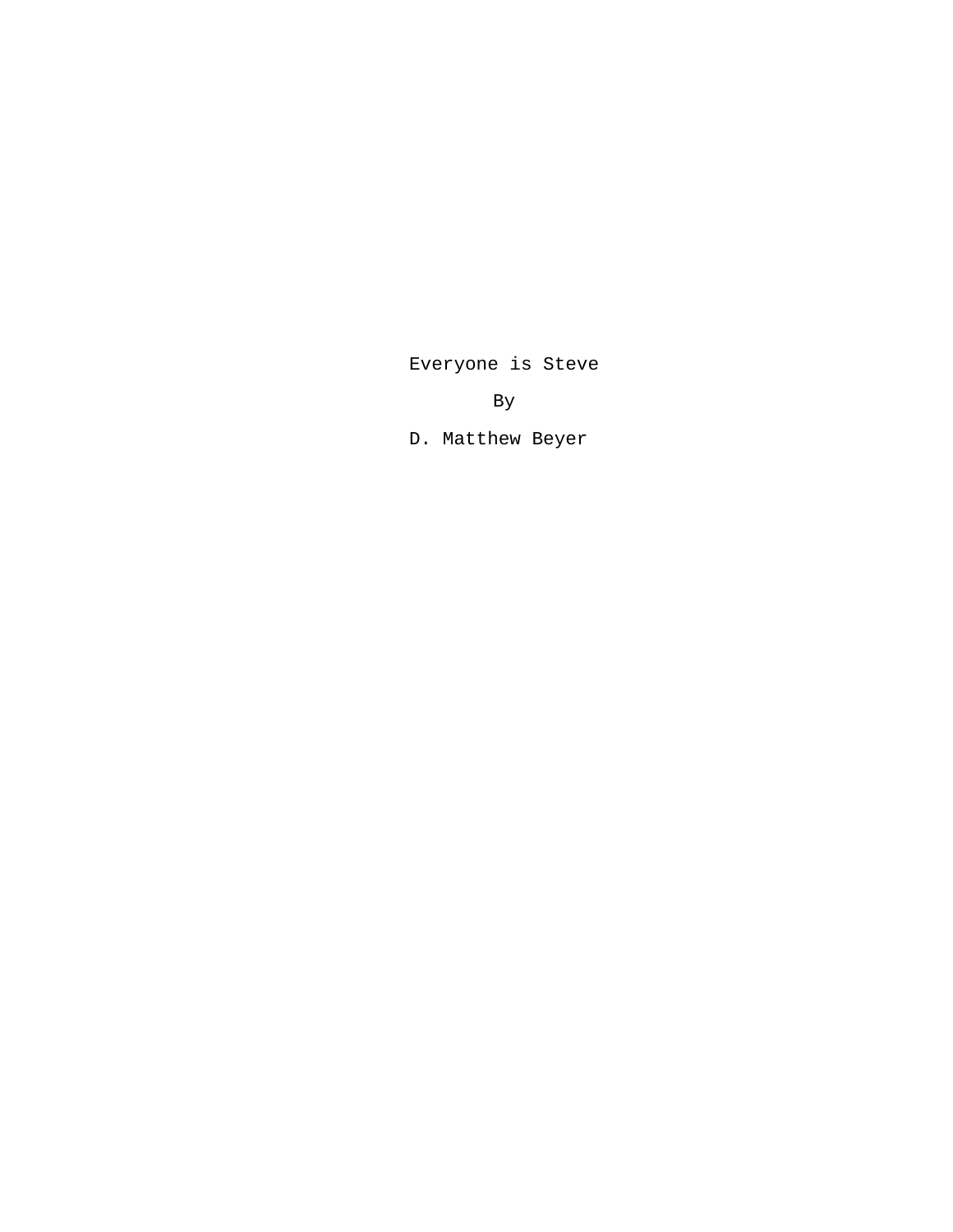# Everyone is Steve

By

D. Matthew Beyer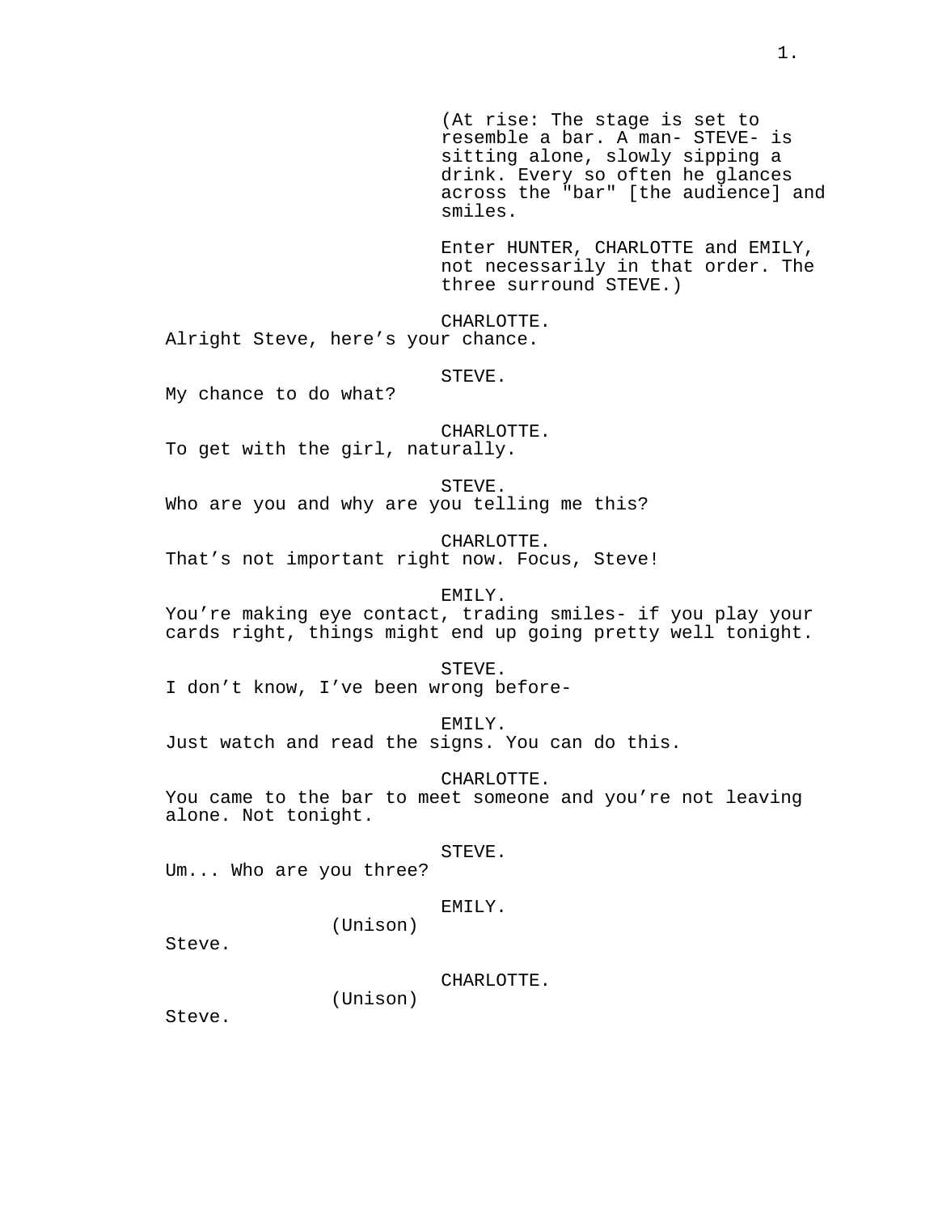(At rise: The stage is set to resemble a bar. A man- STEVE- is sitting alone, slowly sipping a drink. Every so often he glances across the "bar" [the audience] and smiles.

Enter HUNTER, CHARLOTTE and EMILY, not necessarily in that order. The three surround STEVE.)

CHARLOTTE.
Alright Steve, here’s your chance.

STEVE.
My chance to do what?

CHARLOTTE.
To get with the girl, naturally.

STEVE.
Who are you and why are you telling me this?

CHARLOTTE.
That’s not important right now. Focus, Steve!

EMILY.
You’re making eye contact, trading smiles- if you play your cards right, things might end up going pretty well tonight.

STEVE.
I don’t know, I’ve been wrong before-

EMILY.
Just watch and read the signs. You can do this.

CHARLOTTE.
You came to the bar to meet someone and you’re not leaving alone. Not tonight.

STEVE.
Um... Who are you three?

EMILY.
(Unison)
Steve.

CHARLOTTE.
(Unison)
Steve.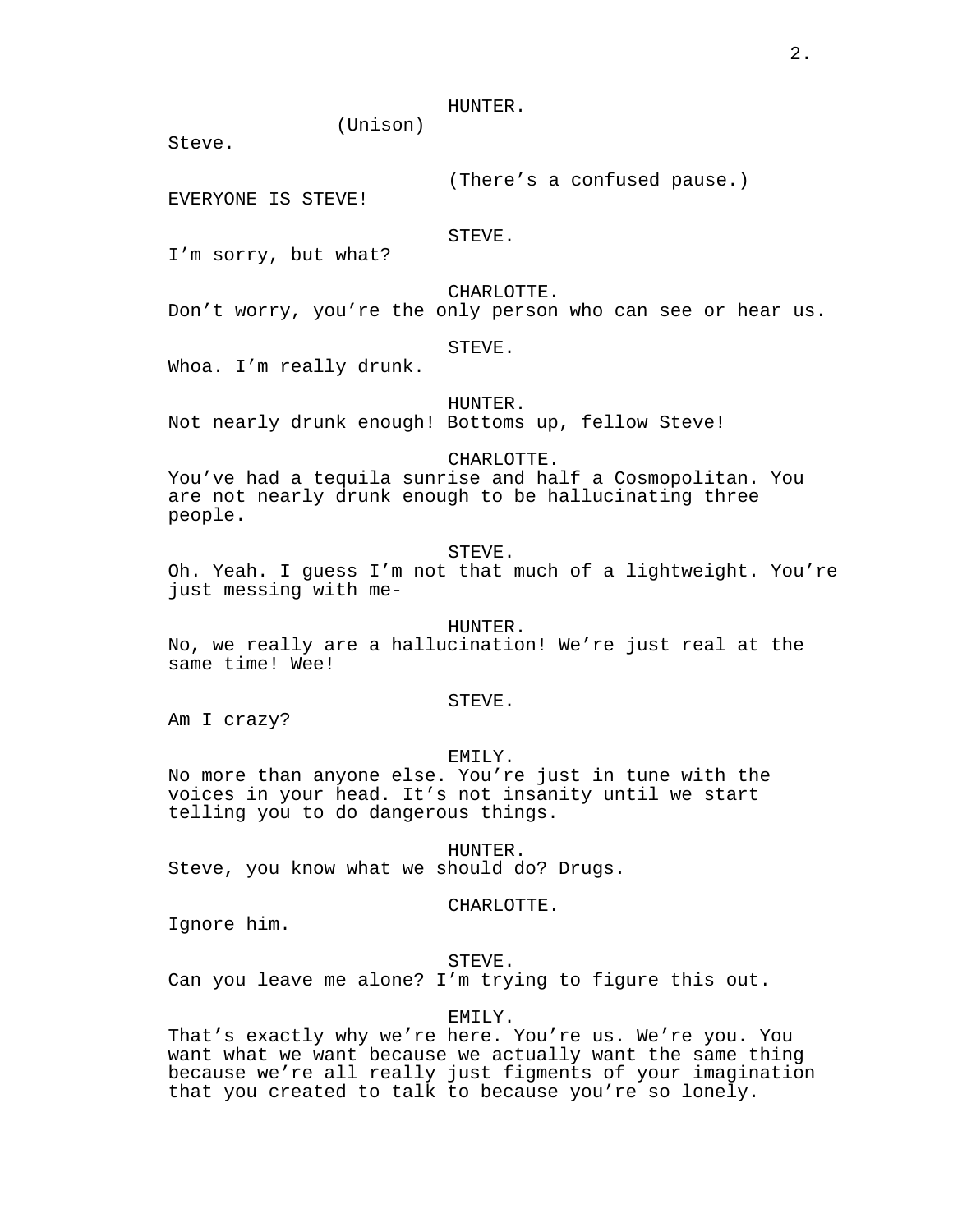HUNTER.
(Unison)
Steve.

(There's a confused pause.)
EVERYONE IS STEVE!

STEVE.
I'm sorry, but what?

CHARLOTTE.
Don't worry, you're the only person who can see or hear us.

STEVE.
Whoa. I'm really drunk.

HUNTER.
Not nearly drunk enough! Bottoms up, fellow Steve!

CHARLOTTE.
You've had a tequila sunrise and half a Cosmopolitan. You are not nearly drunk enough to be hallucinating three people.

STEVE.
Oh. Yeah. I guess I'm not that much of a lightweight. You're just messing with me-

HUNTER.
No, we really are a hallucination! We're just real at the same time! Wee!

STEVE.
Am I crazy?

EMILY.
No more than anyone else. You're just in tune with the voices in your head. It's not insanity until we start telling you to do dangerous things.

HUNTER.
Steve, you know what we should do? Drugs.

CHARLOTTE.
Ignore him.

STEVE.
Can you leave me alone? I'm trying to figure this out.

EMILY.
That's exactly why we're here. You're us. We're you. You want what we want because we actually want the same thing because we're all really just figments of your imagination that you created to talk to because you're so lonely.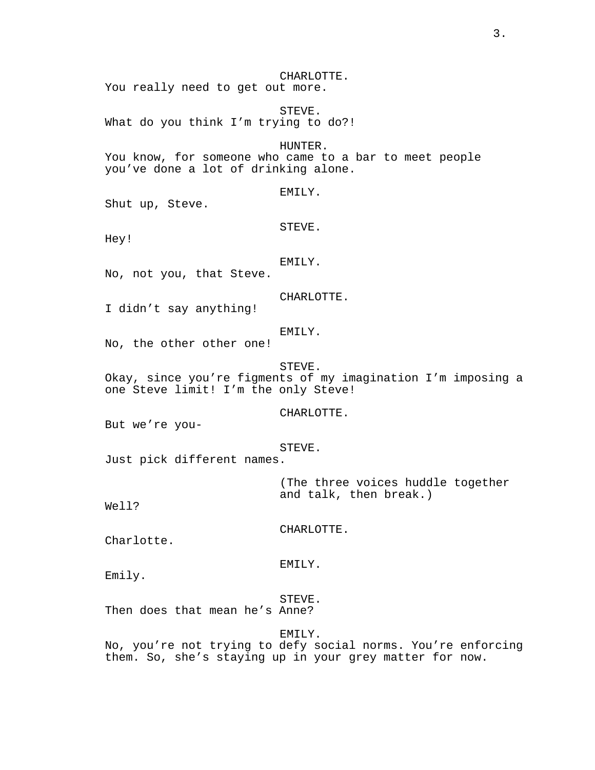CHARLOTTE.

You really need to get out more.

STEVE.

What do you think I'm trying to do?!

HUNTER.

You know, for someone who came to a bar to meet people you've done a lot of drinking alone.

EMILY.

Shut up, Steve.

STEVE.

Hey!

EMILY.

No, not you, that Steve.

CHARLOTTE.

I didn't say anything!

EMILY.

No, the other other one!

STEVE.

Okay, since you're figments of my imagination I'm imposing a one Steve limit! I'm the only Steve!

CHARLOTTE.

But we're you-

STEVE.

Just pick different names.

(The three voices huddle together and talk, then break.)

Well?

CHARLOTTE.

Charlotte.

EMILY.

Emily.

STEVE.

Then does that mean he's Anne?

EMILY.

No, you're not trying to defy social norms. You're enforcing them. So, she's staying up in your grey matter for now.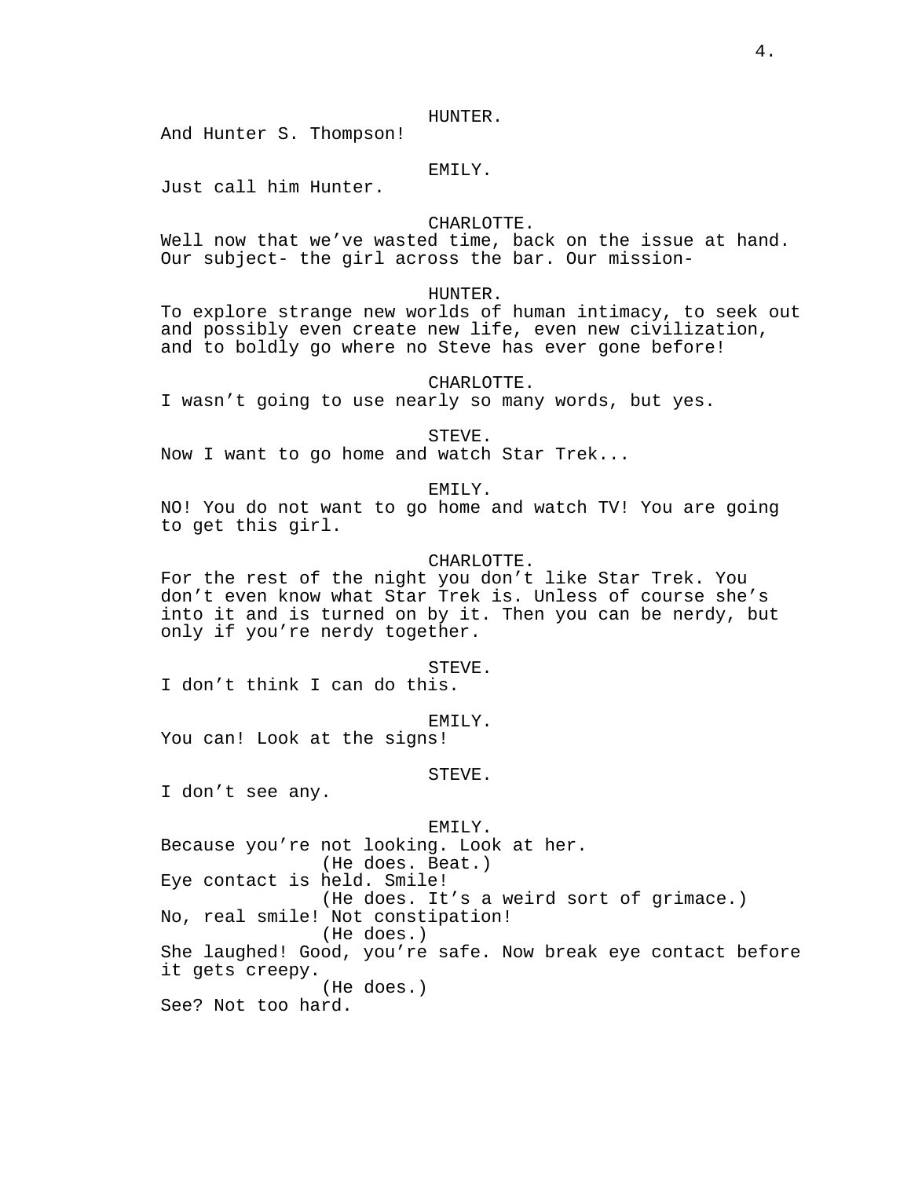HUNTER.
And Hunter S. Thompson!

EMILY.
Just call him Hunter.

CHARLOTTE.
Well now that we've wasted time, back on the issue at hand. Our subject- the girl across the bar. Our mission-

HUNTER.
To explore strange new worlds of human intimacy, to seek out and possibly even create new life, even new civilization, and to boldly go where no Steve has ever gone before!

CHARLOTTE.
I wasn't going to use nearly so many words, but yes.

STEVE.
Now I want to go home and watch Star Trek...

EMILY.
NO! You do not want to go home and watch TV! You are going to get this girl.

CHARLOTTE.
For the rest of the night you don't like Star Trek. You don't even know what Star Trek is. Unless of course she's into it and is turned on by it. Then you can be nerdy, but only if you're nerdy together.

STEVE.
I don't think I can do this.

EMILY.
You can! Look at the signs!

STEVE.
I don't see any.

EMILY.
Because you're not looking. Look at her.
(He does. Beat.)
Eye contact is held. Smile!
(He does. It's a weird sort of grimace.)
No, real smile! Not constipation!
(He does.)
She laughed! Good, you're safe. Now break eye contact before it gets creepy.
(He does.)
See? Not too hard.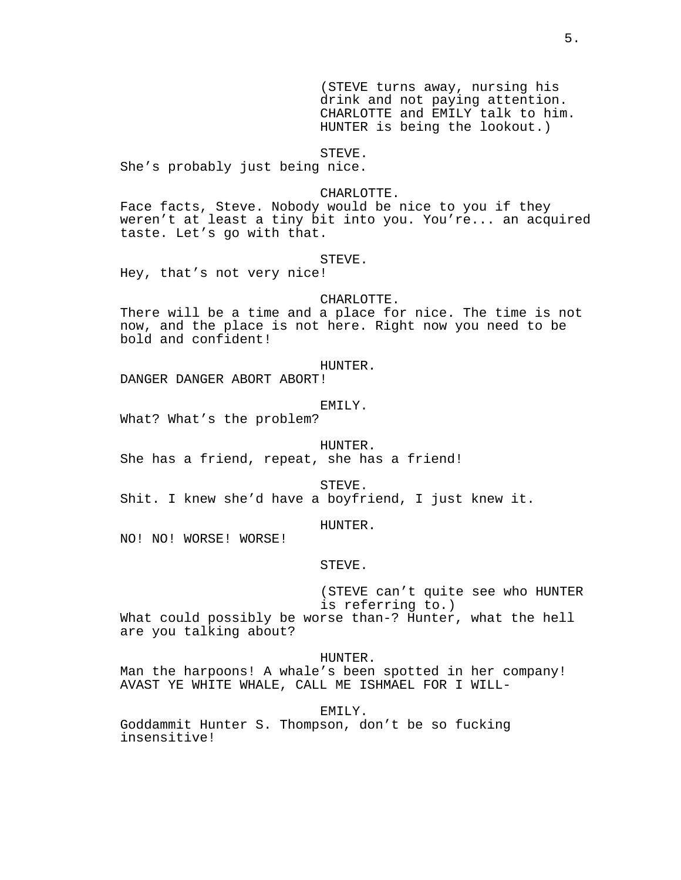(STEVE turns away, nursing his drink and not paying attention. CHARLOTTE and EMILY talk to him. HUNTER is being the lookout.)

STEVE.
She's probably just being nice.

CHARLOTTE.
Face facts, Steve. Nobody would be nice to you if they weren't at least a tiny bit into you. You're... an acquired taste. Let's go with that.

STEVE.
Hey, that's not very nice!

CHARLOTTE.
There will be a time and a place for nice. The time is not now, and the place is not here. Right now you need to be bold and confident!

HUNTER.
DANGER DANGER ABORT ABORT!

EMILY.
What? What's the problem?

HUNTER.
She has a friend, repeat, she has a friend!

STEVE.
Shit. I knew she'd have a boyfriend, I just knew it.

HUNTER.
NO! NO! WORSE! WORSE!

STEVE.

(STEVE can't quite see who HUNTER is referring to.)
What could possibly be worse than-? Hunter, what the hell are you talking about?

HUNTER.
Man the harpoons! A whale's been spotted in her company! AVAST YE WHITE WHALE, CALL ME ISHMAEL FOR I WILL-

EMILY.
Goddammit Hunter S. Thompson, don't be so fucking insensitive!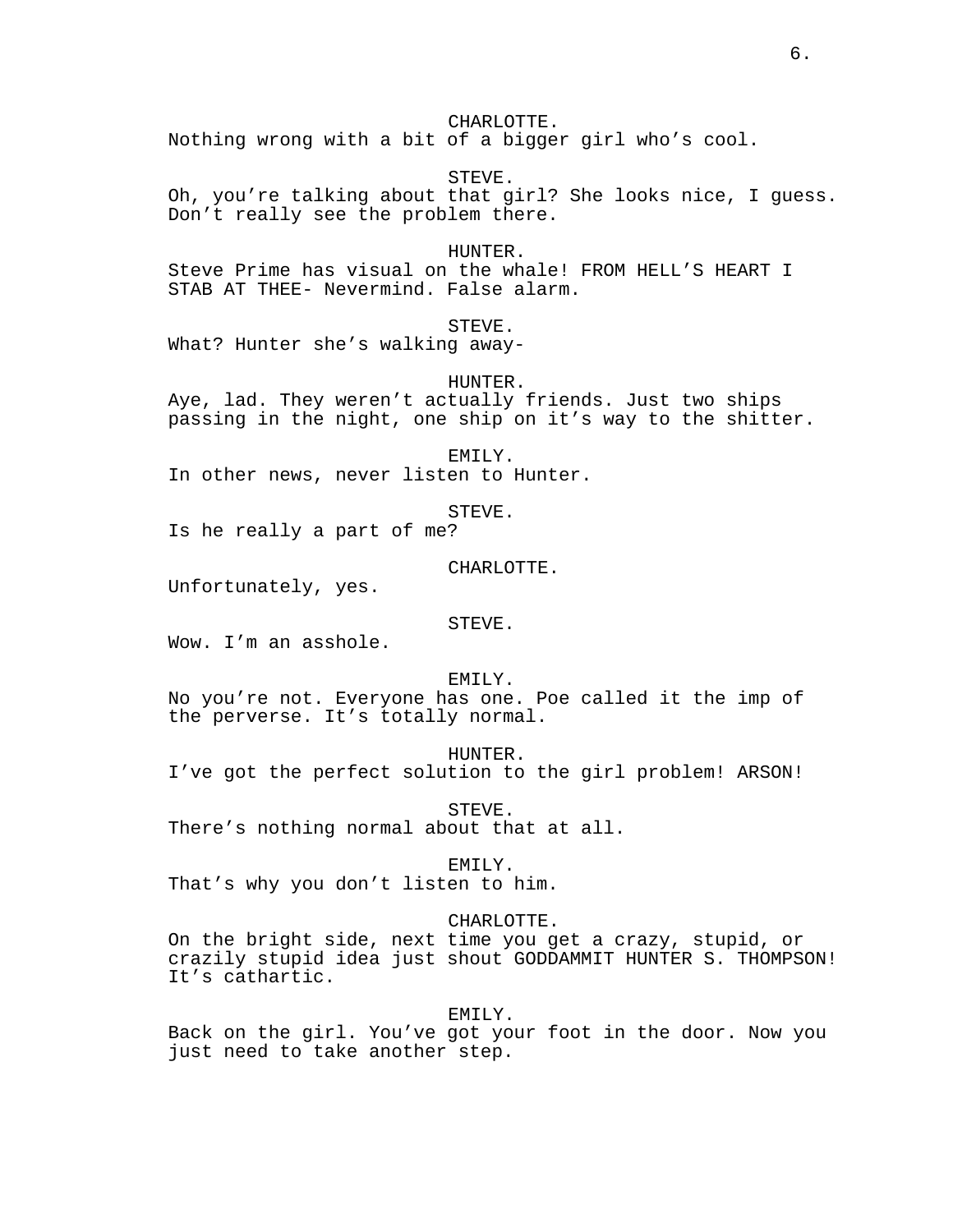CHARLOTTE.

Nothing wrong with a bit of a bigger girl who’s cool.

STEVE.

Oh, you’re talking about that girl? She looks nice, I guess. Don’t really see the problem there.

HUNTER.

Steve Prime has visual on the whale! FROM HELL’S HEART I STAB AT THEE- Nevermind. False alarm.

STEVE.

What? Hunter she’s walking away-

HUNTER.

Aye, lad. They weren’t actually friends. Just two ships passing in the night, one ship on it’s way to the shitter.

EMILY.

In other news, never listen to Hunter.

STEVE.

Is he really a part of me?

CHARLOTTE.

Unfortunately, yes.

STEVE.

Wow. I’m an asshole.

EMILY.

No you’re not. Everyone has one. Poe called it the imp of the perverse. It’s totally normal.

HUNTER.

I’ve got the perfect solution to the girl problem! ARSON!

STEVE.

There’s nothing normal about that at all.

EMILY.

That’s why you don’t listen to him.

CHARLOTTE.

On the bright side, next time you get a crazy, stupid, or crazily stupid idea just shout GODDAMMIT HUNTER S. THOMPSON! It’s cathartic.

EMILY.

Back on the girl. You’ve got your foot in the door. Now you just need to take another step.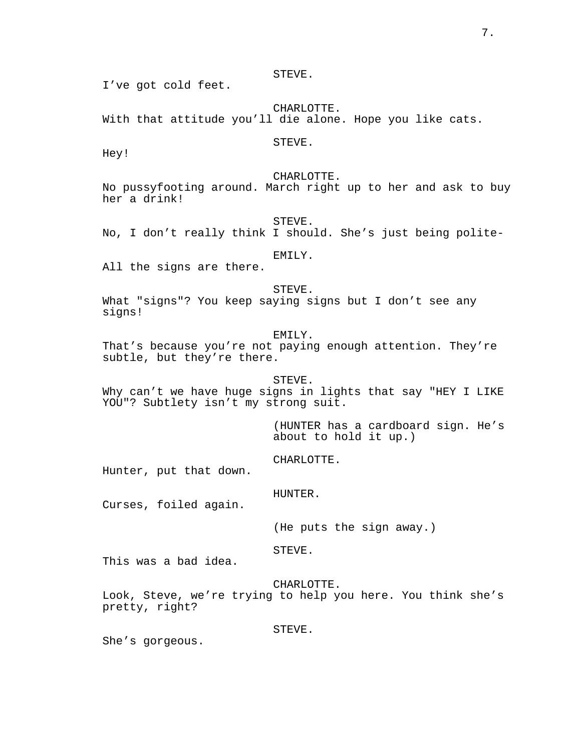STEVE.

I’ve got cold feet.

CHARLOTTE.

With that attitude you’ll die alone. Hope you like cats.

STEVE.

Hey!

CHARLOTTE.

No pussyfooting around. March right up to her and ask to buy her a drink!

STEVE.

No, I don’t really think I should. She’s just being polite-

EMILY.

All the signs are there.

STEVE.

What "signs"? You keep saying signs but I don’t see any signs!

EMILY.

That’s because you’re not paying enough attention. They’re subtle, but they’re there.

STEVE.

Why can’t we have huge signs in lights that say "HEY I LIKE YOU"? Subtlety isn’t my strong suit.

(HUNTER has a cardboard sign. He’s about to hold it up.)

CHARLOTTE.

Hunter, put that down.

HUNTER.

Curses, foiled again.

(He puts the sign away.)

STEVE.

This was a bad idea.

CHARLOTTE.

Look, Steve, we’re trying to help you here. You think she’s pretty, right?

STEVE.

She’s gorgeous.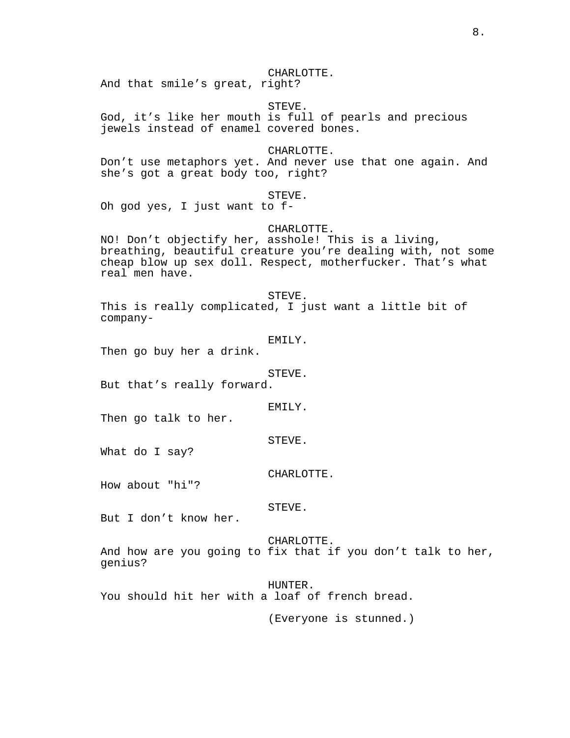CHARLOTTE.
And that smile's great, right?

STEVE.
God, it's like her mouth is full of pearls and precious jewels instead of enamel covered bones.

CHARLOTTE.
Don't use metaphors yet. And never use that one again. And she's got a great body too, right?

STEVE.
Oh god yes, I just want to f-

CHARLOTTE.
NO! Don't objectify her, asshole! This is a living, breathing, beautiful creature you're dealing with, not some cheap blow up sex doll. Respect, motherfucker. That's what real men have.

STEVE.
This is really complicated, I just want a little bit of company-

EMILY.
Then go buy her a drink.

STEVE.
But that's really forward.

EMILY.
Then go talk to her.

STEVE.
What do I say?

CHARLOTTE.
How about "hi"?

STEVE.
But I don't know her.

CHARLOTTE.
And how are you going to fix that if you don't talk to her, genius?

HUNTER.
You should hit her with a loaf of french bread.

(Everyone is stunned.)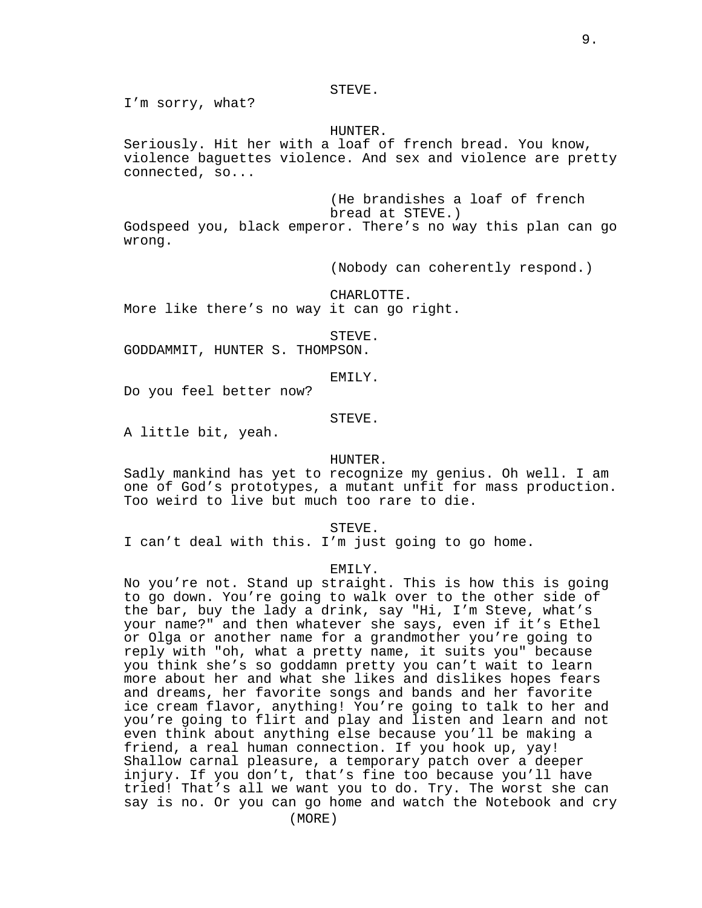STEVE.

I'm sorry, what?

HUNTER.

Seriously. Hit her with a loaf of french bread. You know, violence baguettes violence. And sex and violence are pretty connected, so...

(He brandishes a loaf of french bread at STEVE.)

Godspeed you, black emperor. There's no way this plan can go wrong.

(Nobody can coherently respond.)

CHARLOTTE.

More like there's no way it can go right.

STEVE.

GODDAMMIT, HUNTER S. THOMPSON.

EMILY.

Do you feel better now?

STEVE.

A little bit, yeah.

HUNTER.

Sadly mankind has yet to recognize my genius. Oh well. I am one of God's prototypes, a mutant unfit for mass production. Too weird to live but much too rare to die.

STEVE.

I can't deal with this. I'm just going to go home.

EMILY.

No you're not. Stand up straight. This is how this is going to go down. You're going to walk over to the other side of the bar, buy the lady a drink, say "Hi, I'm Steve, what's your name?" and then whatever she says, even if it's Ethel or Olga or another name for a grandmother you're going to reply with "oh, what a pretty name, it suits you" because you think she's so goddamn pretty you can't wait to learn more about her and what she likes and dislikes hopes fears and dreams, her favorite songs and bands and her favorite ice cream flavor, anything! You're going to talk to her and you're going to flirt and play and listen and learn and not even think about anything else because you'll be making a friend, a real human connection. If you hook up, yay! Shallow carnal pleasure, a temporary patch over a deeper injury. If you don't, that's fine too because you'll have tried! That's all we want you to do. Try. The worst she can say is no. Or you can go home and watch the Notebook and cry

(MORE)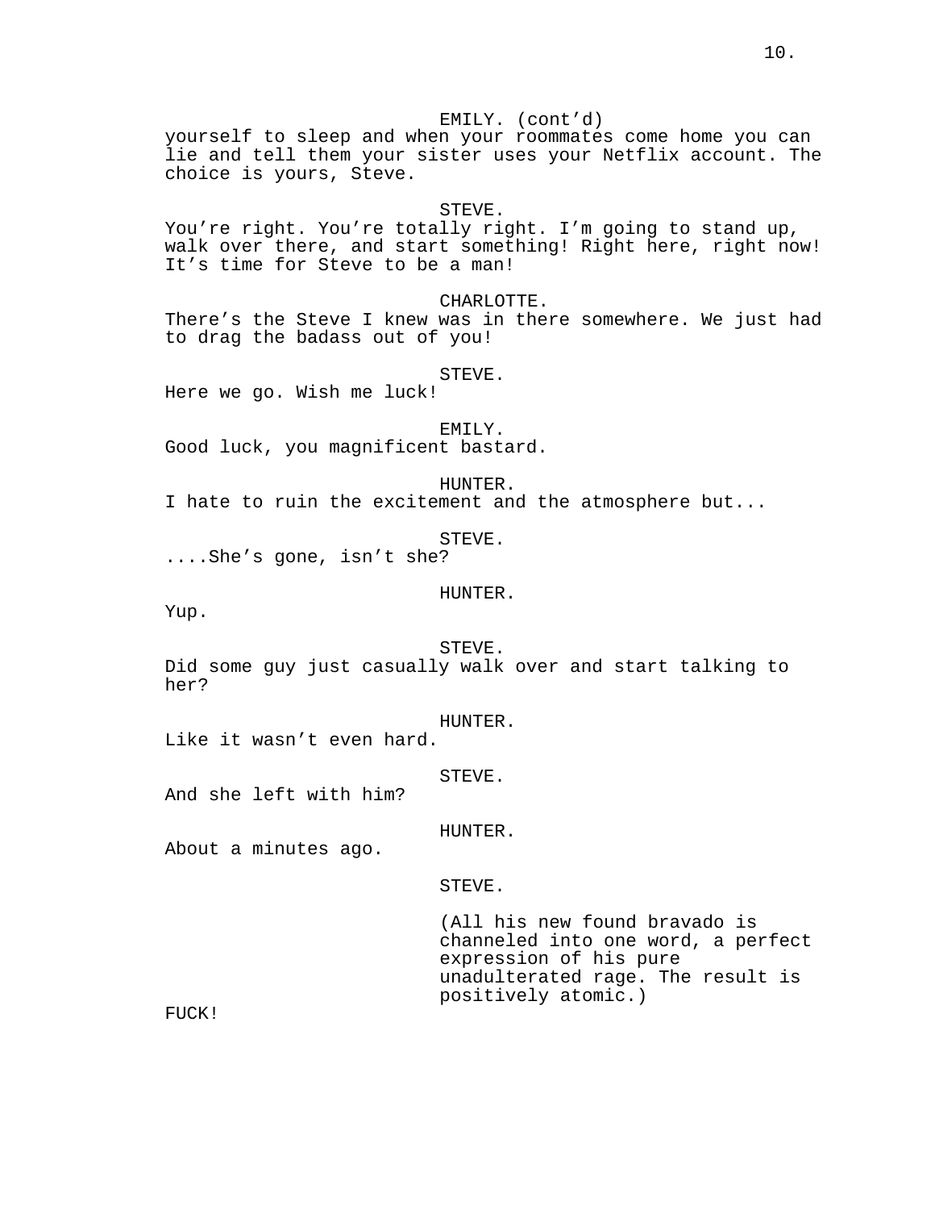EMILY. (cont'd)
yourself to sleep and when your roommates come home you can lie and tell them your sister uses your Netflix account. The choice is yours, Steve.

STEVE.
You're right. You're totally right. I'm going to stand up, walk over there, and start something! Right here, right now! It's time for Steve to be a man!

CHARLOTTE.
There's the Steve I knew was in there somewhere. We just had to drag the badass out of you!

STEVE.
Here we go. Wish me luck!

EMILY.
Good luck, you magnificent bastard.

HUNTER.
I hate to ruin the excitement and the atmosphere but...

STEVE.
....She's gone, isn't she?

HUNTER.
Yup.

STEVE.
Did some guy just casually walk over and start talking to her?

HUNTER.
Like it wasn't even hard.

STEVE.
And she left with him?

HUNTER.
About a minutes ago.

STEVE.
(All his new found bravado is channeled into one word, a perfect expression of his pure unadulterated rage. The result is positively atomic.)
FUCK!